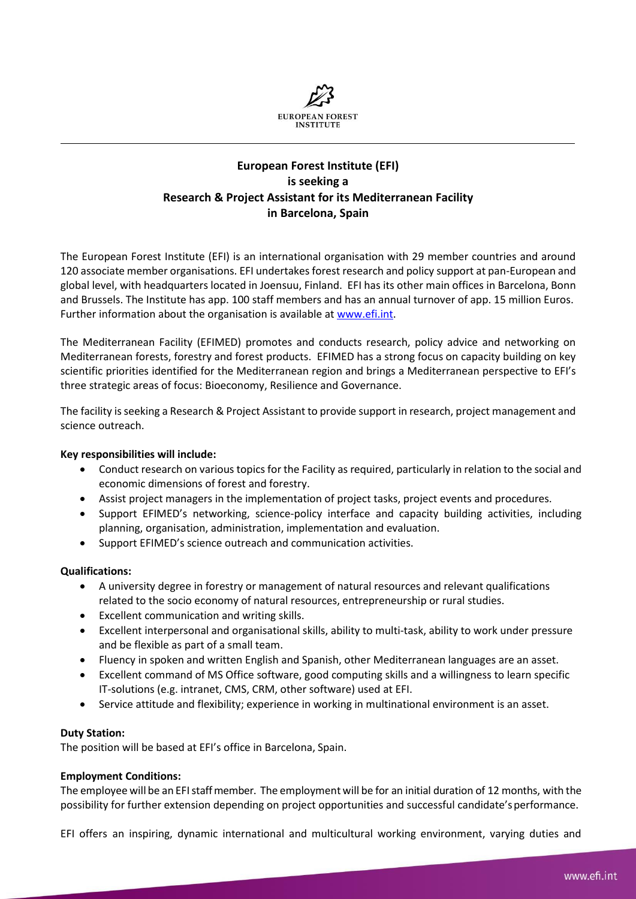EUROPEAN FOREST INSTITUTE

# European Forest Institute (EFI) is seeking a Research & Project Assistant for its Mediterranean Facility in Barcelona, Spain

The European Forest Institute (EFI) is an international organisation with 29 member countries and around 120 associate member organisations. EFI undertakes forest research and policy support at pan-European and global level, with headquarters located in Joensuu, Finland. EFI has its other main offices in Barcelona, Bonn and Brussels. The Institute has app. 100 staff members and has an annual turnover of app. 15 million Euros. Further information about the organisation is available at www.efi.int.

The Mediterranean Facility (EFIMED) promotes and conducts research, policy advice and networking on Mediterranean forests, forestry and forest products. EFIMED has a strong focus on capacity building on key scientific priorities identified for the Mediterranean region and brings a Mediterranean perspective to EFI's three strategic areas of focus: Bioeconomy, Resilience and Governance.

The facility is seeking a Research & Project Assistant to provide support in research, project management and science outreach.

**Key responsibilities will include:**

- Conduct research on various topics for the Facility as required, particularly in relation to the social and economic dimensions of forest and forestry.
- Assist project managers in the implementation of project tasks, project events and procedures.
- Support EFIMED's networking, science-policy interface and capacity building activities, including planning, organisation, administration, implementation and evaluation.
- Support EFIMED's science outreach and communication activities.

**Qualifications:**

- A university degree in forestry or management of natural resources and relevant qualifications related to the socio economy of natural resources, entrepreneurship or rural studies.
- Excellent communication and writing skills.
- Excellent interpersonal and organisational skills, ability to multi-task, ability to work under pressure and be flexible as part of a small team.
- Fluency in spoken and written English and Spanish, other Mediterranean languages are an asset.
- Excellent command of MS Office software, good computing skills and a willingness to learn specific IT-solutions (e.g. intranet, CMS, CRM, other software) used at EFI.
- Service attitude and flexibility; experience in working in multinational environment is an asset.

**Duty Station:**

The position will be based at EFI's office in Barcelona, Spain.

**Employment Conditions:**

The employee will be an EFI staff member. The employment will be for an initial duration of 12 months, with the possibility for further extension depending on project opportunities and successful candidate's performance.

EFI offers an inspiring, dynamic international and multicultural working environment, varying duties and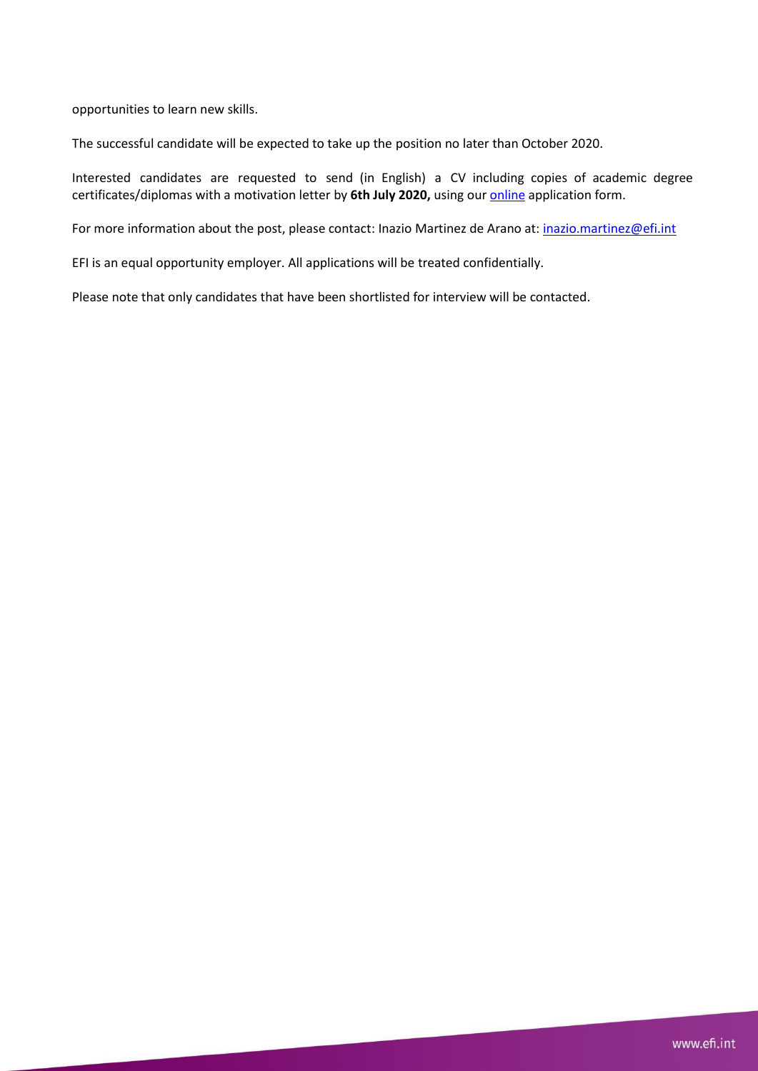opportunities to learn new skills.

The successful candidate will be expected to take up the position no later than October 2020.

Interested candidates are requested to send (in English) a CV including copies of academic degree certificates/diplomas with a motivation letter by **6th July 2020,** using our online application form.

For more information about the post, please contact: Inazio Martinez de Arano at: inazio.martinez@efi.int

EFI is an equal opportunity employer. All applications will be treated confidentially.

Please note that only candidates that have been shortlisted for interview will be contacted.